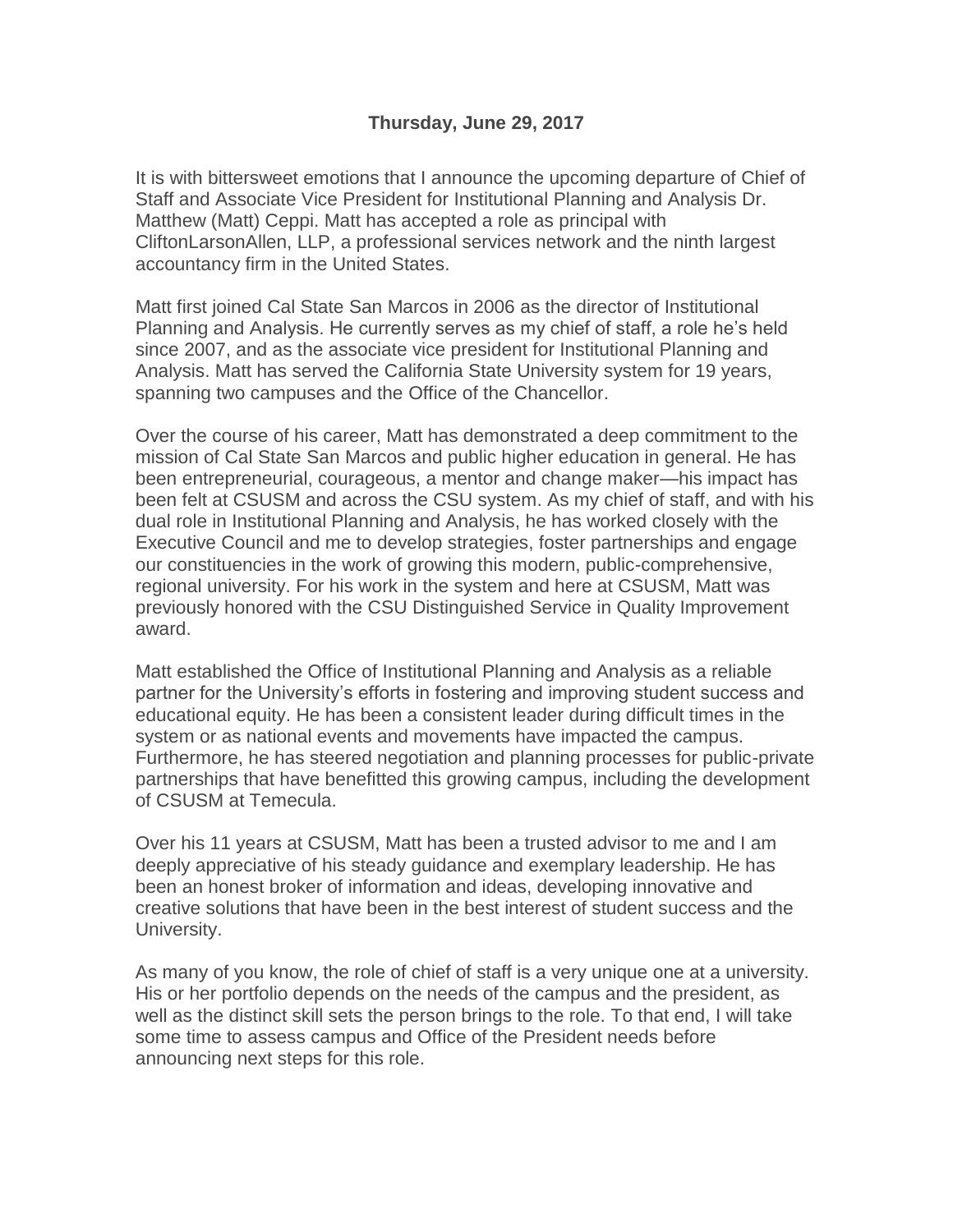**Thursday, June 29, 2017**

It is with bittersweet emotions that I announce the upcoming departure of Chief of Staff and Associate Vice President for Institutional Planning and Analysis Dr. Matthew (Matt) Ceppi. Matt has accepted a role as principal with CliftonLarsonAllen, LLP, a professional services network and the ninth largest accountancy firm in the United States.

Matt first joined Cal State San Marcos in 2006 as the director of Institutional Planning and Analysis. He currently serves as my chief of staff, a role he's held since 2007, and as the associate vice president for Institutional Planning and Analysis. Matt has served the California State University system for 19 years, spanning two campuses and the Office of the Chancellor.

Over the course of his career, Matt has demonstrated a deep commitment to the mission of Cal State San Marcos and public higher education in general. He has been entrepreneurial, courageous, a mentor and change maker—his impact has been felt at CSUSM and across the CSU system. As my chief of staff, and with his dual role in Institutional Planning and Analysis, he has worked closely with the Executive Council and me to develop strategies, foster partnerships and engage our constituencies in the work of growing this modern, public-comprehensive, regional university. For his work in the system and here at CSUSM, Matt was previously honored with the CSU Distinguished Service in Quality Improvement award.

Matt established the Office of Institutional Planning and Analysis as a reliable partner for the University's efforts in fostering and improving student success and educational equity. He has been a consistent leader during difficult times in the system or as national events and movements have impacted the campus. Furthermore, he has steered negotiation and planning processes for public-private partnerships that have benefitted this growing campus, including the development of CSUSM at Temecula.

Over his 11 years at CSUSM, Matt has been a trusted advisor to me and I am deeply appreciative of his steady guidance and exemplary leadership. He has been an honest broker of information and ideas, developing innovative and creative solutions that have been in the best interest of student success and the University.

As many of you know, the role of chief of staff is a very unique one at a university. His or her portfolio depends on the needs of the campus and the president, as well as the distinct skill sets the person brings to the role. To that end, I will take some time to assess campus and Office of the President needs before announcing next steps for this role.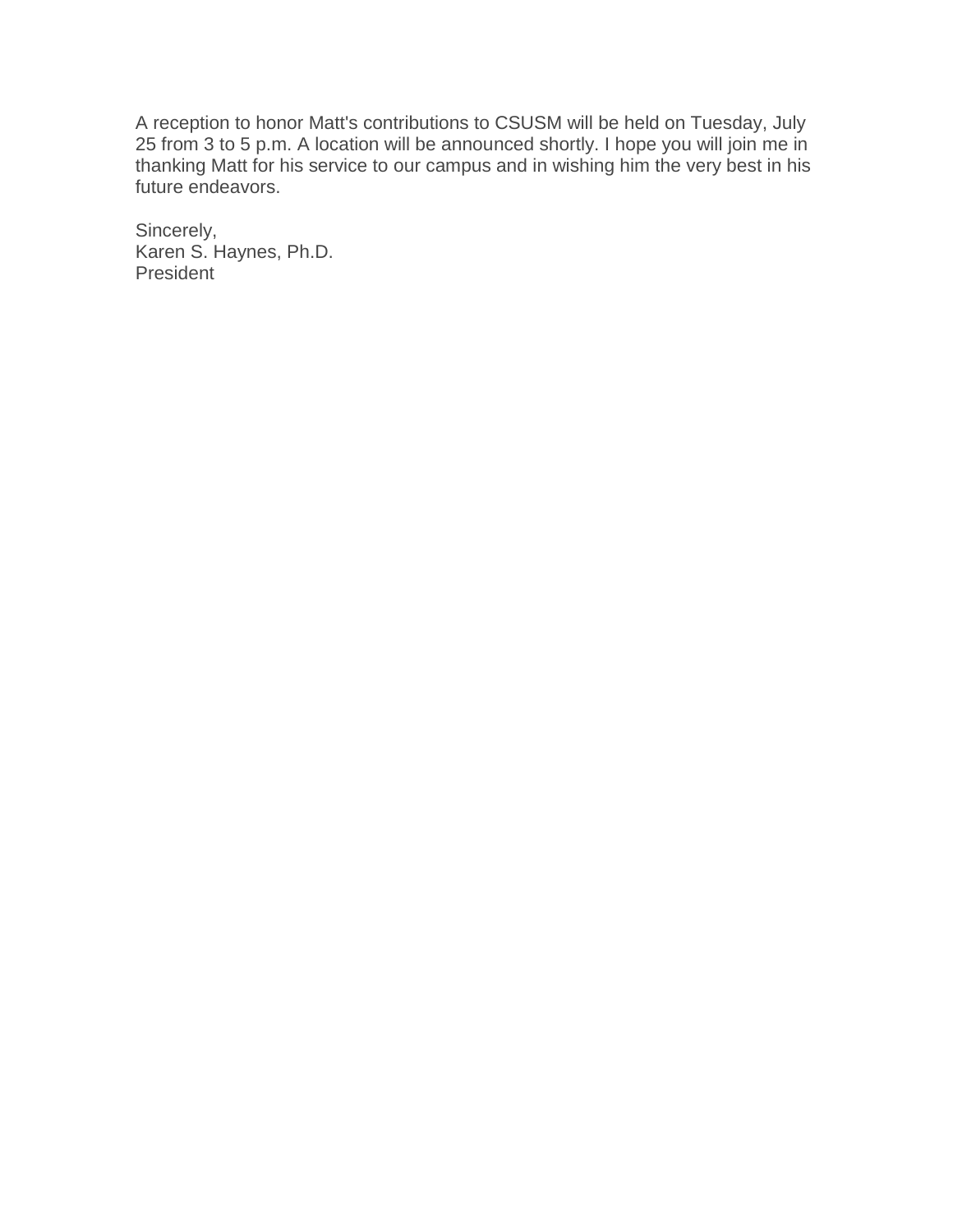A reception to honor Matt's contributions to CSUSM will be held on Tuesday, July 25 from 3 to 5 p.m. A location will be announced shortly. I hope you will join me in thanking Matt for his service to our campus and in wishing him the very best in his future endeavors.

Sincerely,
Karen S. Haynes, Ph.D.
President